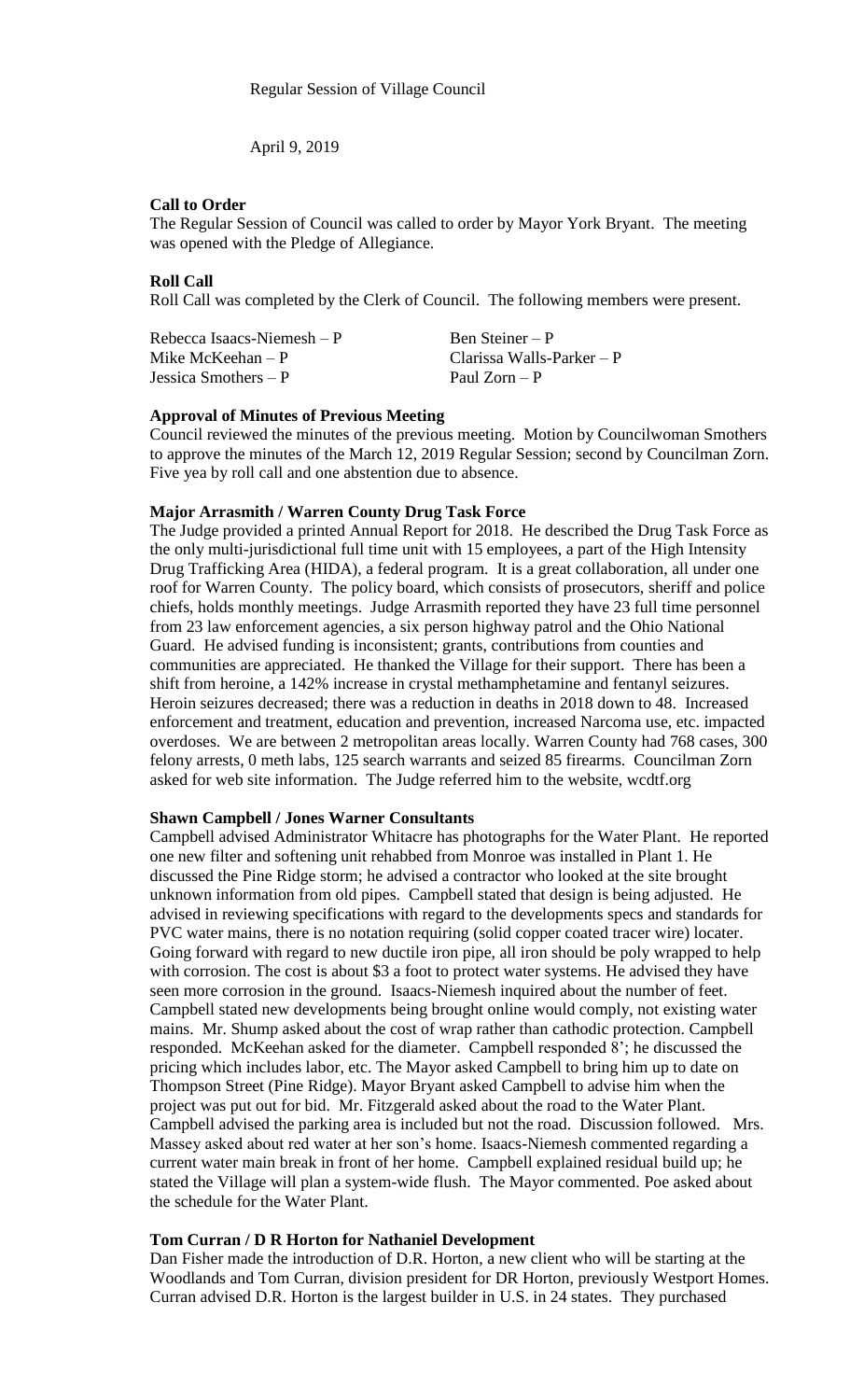Regular Session of Village Council

April 9, 2019

**Call to Order**

The Regular Session of Council was called to order by Mayor York Bryant. The meeting was opened with the Pledge of Allegiance.

**Roll Call**

Roll Call was completed by the Clerk of Council. The following members were present.

| | |
|---|---|
| Rebecca Isaacs-Niemesh – P | Ben Steiner – P |
| Mike McKeehan – P | Clarissa Walls-Parker – P |
| Jessica Smothers – P | Paul Zorn – P |

**Approval of Minutes of Previous Meeting**

Council reviewed the minutes of the previous meeting. Motion by Councilwoman Smothers to approve the minutes of the March 12, 2019 Regular Session; second by Councilman Zorn. Five yea by roll call and one abstention due to absence.

**Major Arrasmith / Warren County Drug Task Force**

The Judge provided a printed Annual Report for 2018. He described the Drug Task Force as the only multi-jurisdictional full time unit with 15 employees, a part of the High Intensity Drug Trafficking Area (HIDA), a federal program. It is a great collaboration, all under one roof for Warren County. The policy board, which consists of prosecutors, sheriff and police chiefs, holds monthly meetings. Judge Arrasmith reported they have 23 full time personnel from 23 law enforcement agencies, a six person highway patrol and the Ohio National Guard. He advised funding is inconsistent; grants, contributions from counties and communities are appreciated. He thanked the Village for their support. There has been a shift from heroine, a 142% increase in crystal methamphetamine and fentanyl seizures. Heroin seizures decreased; there was a reduction in deaths in 2018 down to 48. Increased enforcement and treatment, education and prevention, increased Narcoma use, etc. impacted overdoses. We are between 2 metropolitan areas locally. Warren County had 768 cases, 300 felony arrests, 0 meth labs, 125 search warrants and seized 85 firearms. Councilman Zorn asked for web site information. The Judge referred him to the website, wcdtf.org

**Shawn Campbell / Jones Warner Consultants**

Campbell advised Administrator Whitacre has photographs for the Water Plant. He reported one new filter and softening unit rehabbed from Monroe was installed in Plant 1. He discussed the Pine Ridge storm; he advised a contractor who looked at the site brought unknown information from old pipes. Campbell stated that design is being adjusted. He advised in reviewing specifications with regard to the developments specs and standards for PVC water mains, there is no notation requiring (solid copper coated tracer wire) locater. Going forward with regard to new ductile iron pipe, all iron should be poly wrapped to help with corrosion. The cost is about $3 a foot to protect water systems. He advised they have seen more corrosion in the ground. Isaacs-Niemesh inquired about the number of feet. Campbell stated new developments being brought online would comply, not existing water mains. Mr. Shump asked about the cost of wrap rather than cathodic protection. Campbell responded. McKeehan asked for the diameter. Campbell responded 8'; he discussed the pricing which includes labor, etc. The Mayor asked Campbell to bring him up to date on Thompson Street (Pine Ridge). Mayor Bryant asked Campbell to advise him when the project was put out for bid. Mr. Fitzgerald asked about the road to the Water Plant. Campbell advised the parking area is included but not the road. Discussion followed. Mrs. Massey asked about red water at her son's home. Isaacs-Niemesh commented regarding a current water main break in front of her home. Campbell explained residual build up; he stated the Village will plan a system-wide flush. The Mayor commented. Poe asked about the schedule for the Water Plant.

**Tom Curran / D R Horton for Nathaniel Development**

Dan Fisher made the introduction of D.R. Horton, a new client who will be starting at the Woodlands and Tom Curran, division president for DR Horton, previously Westport Homes. Curran advised D.R. Horton is the largest builder in U.S. in 24 states. They purchased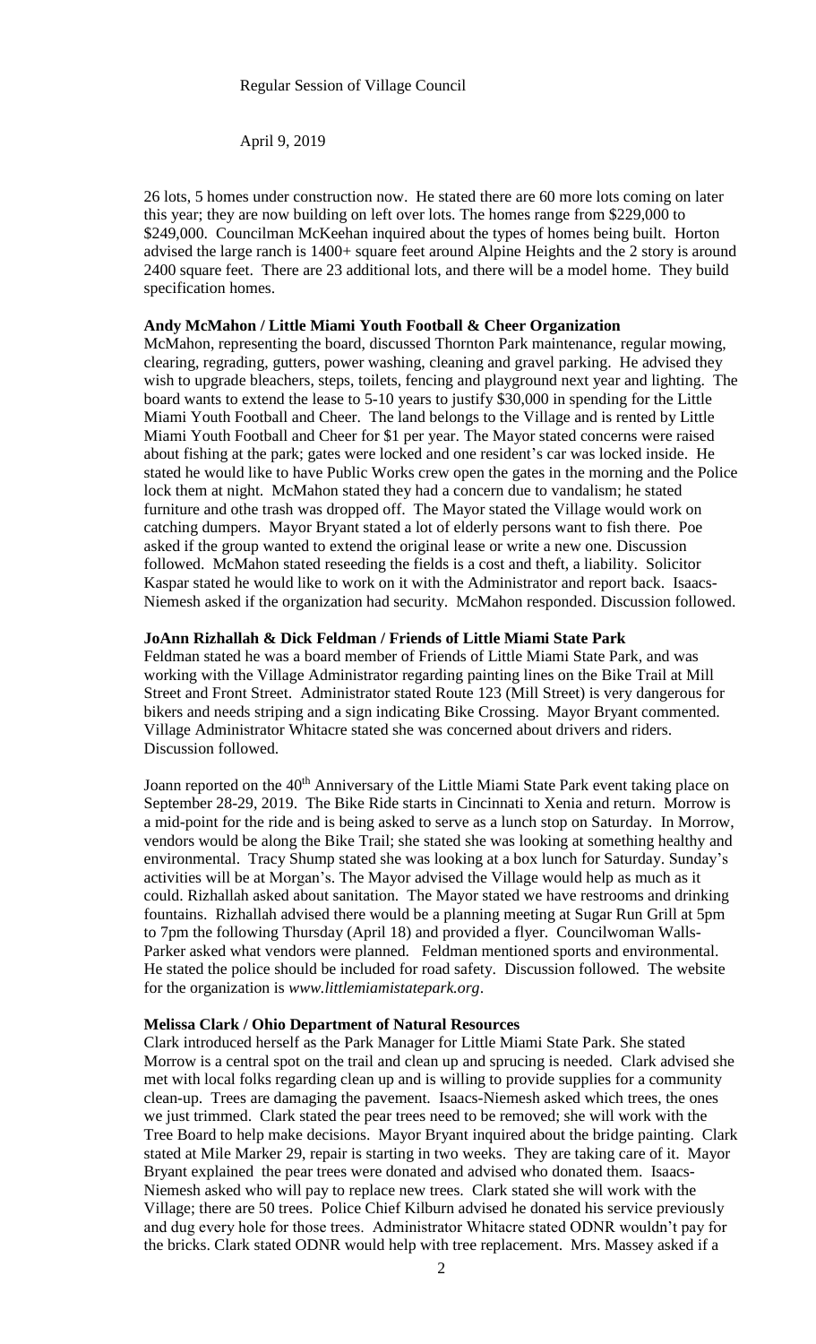26 lots, 5 homes under construction now. He stated there are 60 more lots coming on later this year; they are now building on left over lots. The homes range from $229,000 to $249,000. Councilman McKeehan inquired about the types of homes being built. Horton advised the large ranch is 1400+ square feet around Alpine Heights and the 2 story is around 2400 square feet. There are 23 additional lots, and there will be a model home. They build specification homes.

**Andy McMahon / Little Miami Youth Football & Cheer Organization**

McMahon, representing the board, discussed Thornton Park maintenance, regular mowing, clearing, regrading, gutters, power washing, cleaning and gravel parking. He advised they wish to upgrade bleachers, steps, toilets, fencing and playground next year and lighting. The board wants to extend the lease to 5-10 years to justify $30,000 in spending for the Little Miami Youth Football and Cheer. The land belongs to the Village and is rented by Little Miami Youth Football and Cheer for $1 per year. The Mayor stated concerns were raised about fishing at the park; gates were locked and one resident's car was locked inside. He stated he would like to have Public Works crew open the gates in the morning and the Police lock them at night. McMahon stated they had a concern due to vandalism; he stated furniture and othe trash was dropped off. The Mayor stated the Village would work on catching dumpers. Mayor Bryant stated a lot of elderly persons want to fish there. Poe asked if the group wanted to extend the original lease or write a new one. Discussion followed. McMahon stated reseeding the fields is a cost and theft, a liability. Solicitor Kaspar stated he would like to work on it with the Administrator and report back. Isaacs-Niemesh asked if the organization had security. McMahon responded. Discussion followed.

**JoAnn Rizhallah & Dick Feldman / Friends of Little Miami State Park**

Feldman stated he was a board member of Friends of Little Miami State Park, and was working with the Village Administrator regarding painting lines on the Bike Trail at Mill Street and Front Street. Administrator stated Route 123 (Mill Street) is very dangerous for bikers and needs striping and a sign indicating Bike Crossing. Mayor Bryant commented. Village Administrator Whitacre stated she was concerned about drivers and riders. Discussion followed.

Joann reported on the 40th Anniversary of the Little Miami State Park event taking place on September 28-29, 2019. The Bike Ride starts in Cincinnati to Xenia and return. Morrow is a mid-point for the ride and is being asked to serve as a lunch stop on Saturday. In Morrow, vendors would be along the Bike Trail; she stated she was looking at something healthy and environmental. Tracy Shump stated she was looking at a box lunch for Saturday. Sunday's activities will be at Morgan's. The Mayor advised the Village would help as much as it could. Rizhallah asked about sanitation. The Mayor stated we have restrooms and drinking fountains. Rizhallah advised there would be a planning meeting at Sugar Run Grill at 5pm to 7pm the following Thursday (April 18) and provided a flyer. Councilwoman Walls-Parker asked what vendors were planned. Feldman mentioned sports and environmental. He stated the police should be included for road safety. Discussion followed. The website for the organization is *www.littlemiamistatepark.org*.

**Melissa Clark / Ohio Department of Natural Resources**

Clark introduced herself as the Park Manager for Little Miami State Park. She stated Morrow is a central spot on the trail and clean up and sprucing is needed. Clark advised she met with local folks regarding clean up and is willing to provide supplies for a community clean-up. Trees are damaging the pavement. Isaacs-Niemesh asked which trees, the ones we just trimmed. Clark stated the pear trees need to be removed; she will work with the Tree Board to help make decisions. Mayor Bryant inquired about the bridge painting. Clark stated at Mile Marker 29, repair is starting in two weeks. They are taking care of it. Mayor Bryant explained the pear trees were donated and advised who donated them. Isaacs-Niemesh asked who will pay to replace new trees. Clark stated she will work with the Village; there are 50 trees. Police Chief Kilburn advised he donated his service previously and dug every hole for those trees. Administrator Whitacre stated ODNR wouldn't pay for the bricks. Clark stated ODNR would help with tree replacement. Mrs. Massey asked if a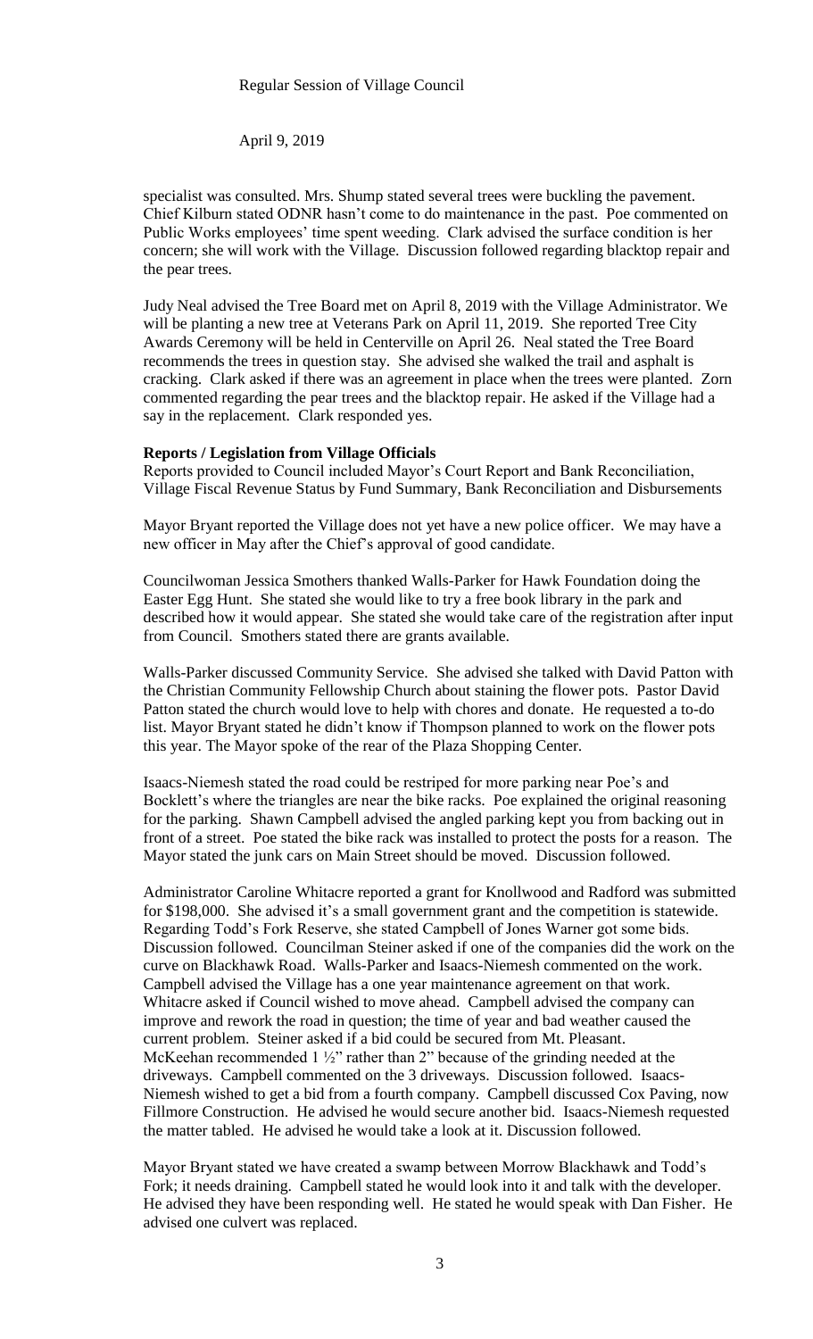specialist was consulted. Mrs. Shump stated several trees were buckling the pavement. Chief Kilburn stated ODNR hasn't come to do maintenance in the past. Poe commented on Public Works employees' time spent weeding. Clark advised the surface condition is her concern; she will work with the Village. Discussion followed regarding blacktop repair and the pear trees.

Judy Neal advised the Tree Board met on April 8, 2019 with the Village Administrator. We will be planting a new tree at Veterans Park on April 11, 2019. She reported Tree City Awards Ceremony will be held in Centerville on April 26. Neal stated the Tree Board recommends the trees in question stay. She advised she walked the trail and asphalt is cracking. Clark asked if there was an agreement in place when the trees were planted. Zorn commented regarding the pear trees and the blacktop repair. He asked if the Village had a say in the replacement. Clark responded yes.

**Reports / Legislation from Village Officials**

Reports provided to Council included Mayor's Court Report and Bank Reconciliation, Village Fiscal Revenue Status by Fund Summary, Bank Reconciliation and Disbursements

Mayor Bryant reported the Village does not yet have a new police officer. We may have a new officer in May after the Chief's approval of good candidate.

Councilwoman Jessica Smothers thanked Walls-Parker for Hawk Foundation doing the Easter Egg Hunt. She stated she would like to try a free book library in the park and described how it would appear. She stated she would take care of the registration after input from Council. Smothers stated there are grants available.

Walls-Parker discussed Community Service. She advised she talked with David Patton with the Christian Community Fellowship Church about staining the flower pots. Pastor David Patton stated the church would love to help with chores and donate. He requested a to-do list. Mayor Bryant stated he didn't know if Thompson planned to work on the flower pots this year. The Mayor spoke of the rear of the Plaza Shopping Center.

Isaacs-Niemesh stated the road could be restriped for more parking near Poe's and Bocklett's where the triangles are near the bike racks. Poe explained the original reasoning for the parking. Shawn Campbell advised the angled parking kept you from backing out in front of a street. Poe stated the bike rack was installed to protect the posts for a reason. The Mayor stated the junk cars on Main Street should be moved. Discussion followed.

Administrator Caroline Whitacre reported a grant for Knollwood and Radford was submitted for $198,000. She advised it's a small government grant and the competition is statewide. Regarding Todd's Fork Reserve, she stated Campbell of Jones Warner got some bids. Discussion followed. Councilman Steiner asked if one of the companies did the work on the curve on Blackhawk Road. Walls-Parker and Isaacs-Niemesh commented on the work. Campbell advised the Village has a one year maintenance agreement on that work. Whitacre asked if Council wished to move ahead. Campbell advised the company can improve and rework the road in question; the time of year and bad weather caused the current problem. Steiner asked if a bid could be secured from Mt. Pleasant. McKeehan recommended 1 ½" rather than 2" because of the grinding needed at the driveways. Campbell commented on the 3 driveways. Discussion followed. Isaacs-Niemesh wished to get a bid from a fourth company. Campbell discussed Cox Paving, now Fillmore Construction. He advised he would secure another bid. Isaacs-Niemesh requested the matter tabled. He advised he would take a look at it. Discussion followed.

Mayor Bryant stated we have created a swamp between Morrow Blackhawk and Todd's Fork; it needs draining. Campbell stated he would look into it and talk with the developer. He advised they have been responding well. He stated he would speak with Dan Fisher. He advised one culvert was replaced.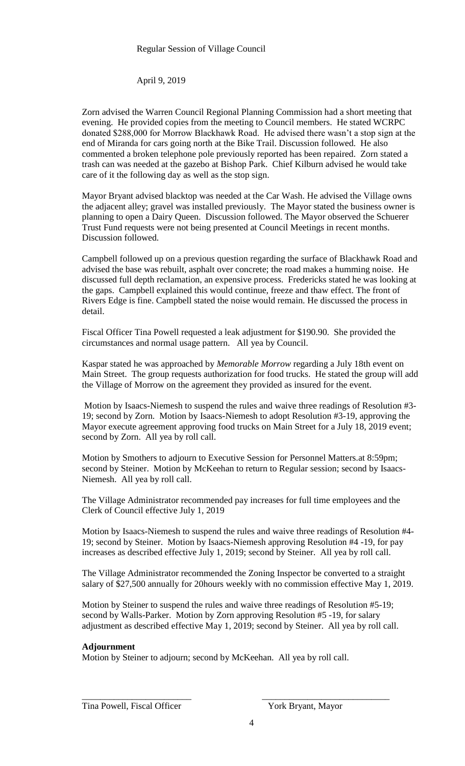Regular Session of Village Council

April 9, 2019

Zorn advised the Warren Council Regional Planning Commission had a short meeting that evening. He provided copies from the meeting to Council members. He stated WCRPC donated $288,000 for Morrow Blackhawk Road. He advised there wasn't a stop sign at the end of Miranda for cars going north at the Bike Trail. Discussion followed. He also commented a broken telephone pole previously reported has been repaired. Zorn stated a trash can was needed at the gazebo at Bishop Park. Chief Kilburn advised he would take care of it the following day as well as the stop sign.

Mayor Bryant advised blacktop was needed at the Car Wash. He advised the Village owns the adjacent alley; gravel was installed previously. The Mayor stated the business owner is planning to open a Dairy Queen. Discussion followed. The Mayor observed the Schuerer Trust Fund requests were not being presented at Council Meetings in recent months. Discussion followed.

Campbell followed up on a previous question regarding the surface of Blackhawk Road and advised the base was rebuilt, asphalt over concrete; the road makes a humming noise. He discussed full depth reclamation, an expensive process. Fredericks stated he was looking at the gaps. Campbell explained this would continue, freeze and thaw effect. The front of Rivers Edge is fine. Campbell stated the noise would remain. He discussed the process in detail.

Fiscal Officer Tina Powell requested a leak adjustment for $190.90. She provided the circumstances and normal usage pattern. All yea by Council.

Kaspar stated he was approached by *Memorable Morrow* regarding a July 18th event on Main Street. The group requests authorization for food trucks. He stated the group will add the Village of Morrow on the agreement they provided as insured for the event.

Motion by Isaacs-Niemesh to suspend the rules and waive three readings of Resolution #3-19; second by Zorn. Motion by Isaacs-Niemesh to adopt Resolution #3-19, approving the Mayor execute agreement approving food trucks on Main Street for a July 18, 2019 event; second by Zorn. All yea by roll call.

Motion by Smothers to adjourn to Executive Session for Personnel Matters.at 8:59pm; second by Steiner. Motion by McKeehan to return to Regular session; second by Isaacs-Niemesh. All yea by roll call.

The Village Administrator recommended pay increases for full time employees and the Clerk of Council effective July 1, 2019

Motion by Isaacs-Niemesh to suspend the rules and waive three readings of Resolution #4-19; second by Steiner. Motion by Isaacs-Niemesh approving Resolution #4 -19, for pay increases as described effective July 1, 2019; second by Steiner. All yea by roll call.

The Village Administrator recommended the Zoning Inspector be converted to a straight salary of $27,500 annually for 20hours weekly with no commission effective May 1, 2019.

Motion by Steiner to suspend the rules and waive three readings of Resolution #5-19; second by Walls-Parker. Motion by Zorn approving Resolution #5 -19, for salary adjustment as described effective May 1, 2019; second by Steiner. All yea by roll call.

**Adjournment**

Motion by Steiner to adjourn; second by McKeehan. All yea by roll call.

________________________ ____________________________

Tina Powell, Fiscal Officer York Bryant, Mayor